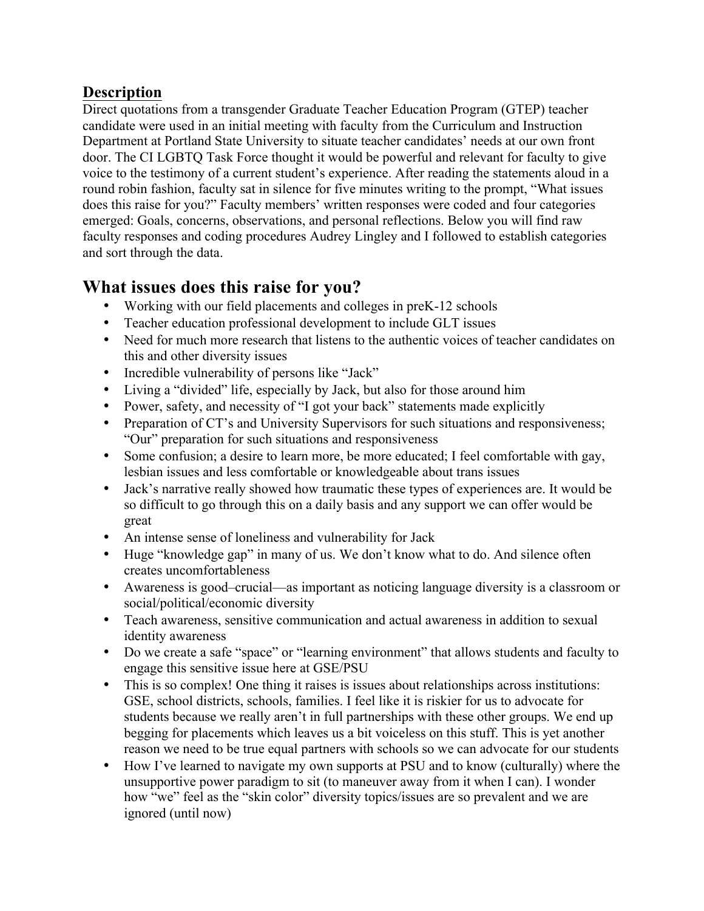## **Description**

Direct quotations from a transgender Graduate Teacher Education Program (GTEP) teacher candidate were used in an initial meeting with faculty from the Curriculum and Instruction Department at Portland State University to situate teacher candidates' needs at our own front door. The CI LGBTQ Task Force thought it would be powerful and relevant for faculty to give voice to the testimony of a current student's experience. After reading the statements aloud in a round robin fashion, faculty sat in silence for five minutes writing to the prompt, "What issues does this raise for you?" Faculty members' written responses were coded and four categories emerged: Goals, concerns, observations, and personal reflections. Below you will find raw faculty responses and coding procedures Audrey Lingley and I followed to establish categories and sort through the data.

# What issues does this raise for you?

- Working with our field placements and colleges in preK-12 schools
- Teacher education professional development to include GLT issues
- Need for much more research that listens to the authentic voices of teacher candidates on this and other diversity issues
- Incredible vulnerability of persons like "Jack"
- Living a "divided" life, especially by Jack, but also for those around him
- Power, safety, and necessity of "I got your back" statements made explicitly
- Preparation of CT's and University Supervisors for such situations and responsiveness; "Our" preparation for such situations and responsiveness
- Some confusion; a desire to learn more, be more educated; I feel comfortable with gay, lesbian issues and less comfortable or knowledgeable about trans issues
- Jack's narrative really showed how traumatic these types of experiences are. It would be so difficult to go through this on a daily basis and any support we can offer would be great
- An intense sense of loneliness and vulnerability for Jack
- Huge "knowledge gap" in many of us. We don't know what to do. And silence often creates uncomfortableness
- Awareness is good–crucial—as important as noticing language diversity is a classroom or social/political/economic diversity
- Teach awareness, sensitive communication and actual awareness in addition to sexual identity awareness
- Do we create a safe "space" or "learning environment" that allows students and faculty to engage this sensitive issue here at GSE/PSU
- This is so complex! One thing it raises is issues about relationships across institutions: GSE, school districts, schools, families. I feel like it is riskier for us to advocate for students because we really aren't in full partnerships with these other groups. We end up begging for placements which leaves us a bit voiceless on this stuff. This is yet another reason we need to be true equal partners with schools so we can advocate for our students
- How I've learned to navigate my own supports at PSU and to know (culturally) where the unsupportive power paradigm to sit (to maneuver away from it when I can). I wonder how "we" feel as the "skin color" diversity topics/issues are so prevalent and we are ignored (until now)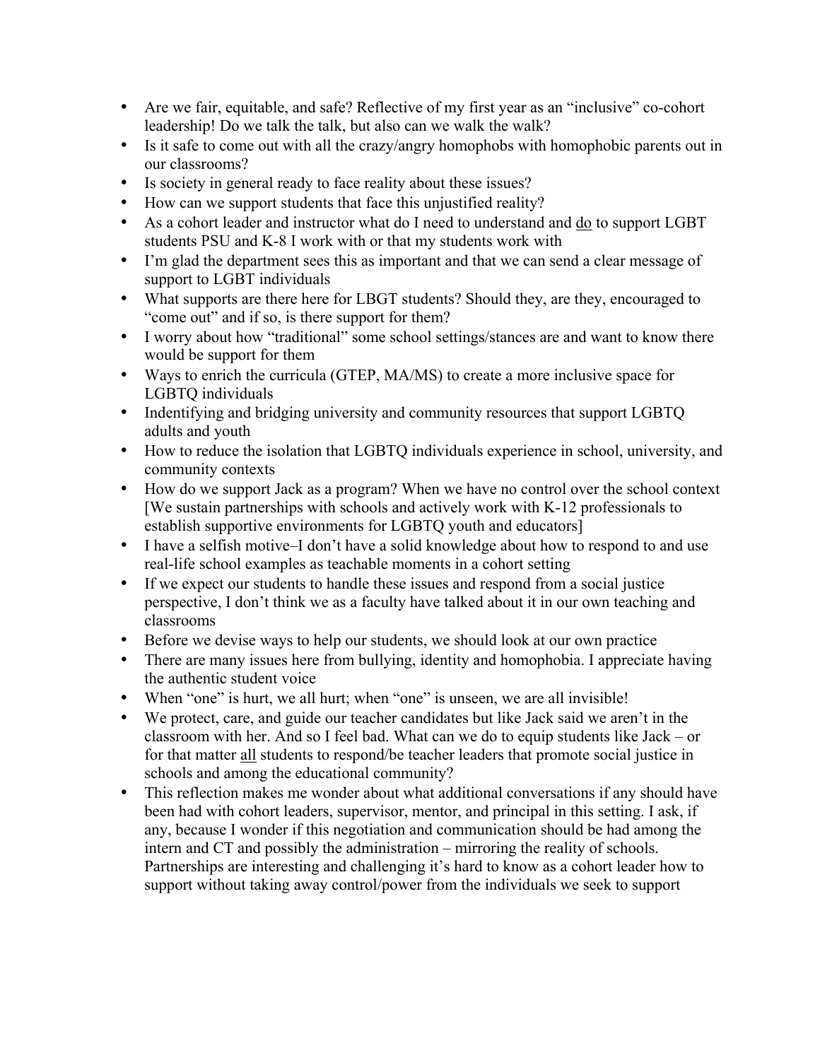- Are we fair, equitable, and safe? Reflective of my first year as an "inclusive" co-cohort leadership! Do we talk the talk, but also can we walk the walk?
- Is it safe to come out with all the crazy/angry homophobs with homophobic parents out in our classrooms?
- Is society in general ready to face reality about these issues?
- How can we support students that face this unjustified reality?
- As a cohort leader and instructor what do I need to understand and <u>do</u> to support LGBT students PSU and K-8 I work with or that my students work with
- I'm glad the department sees this as important and that we can send a clear message of support to LGBT individuals
- What supports are there here for LBGT students? Should they, are they, encouraged to "come out" and if so, is there support for them?
- I worry about how "traditional" some school settings/stances are and want to know there would be support for them
- Ways to enrich the curricula (GTEP, MA/MS) to create a more inclusive space for LGBTQ individuals
- Indentifying and bridging university and community resources that support LGBTQ adults and youth
- How to reduce the isolation that LGBTQ individuals experience in school, university, and community contexts
- How do we support Jack as a program? When we have no control over the school context [We sustain partnerships with schools and actively work with K-12 professionals to establish supportive environments for LGBTQ youth and educators]
- I have a selfish motive–I don't have a solid knowledge about how to respond to and use real-life school examples as teachable moments in a cohort setting
- If we expect our students to handle these issues and respond from a social justice perspective, I don't think we as a faculty have talked about it in our own teaching and classrooms
- Before we devise ways to help our students, we should look at our own practice
- There are many issues here from bullying, identity and homophobia. I appreciate having the authentic student voice
- When "one" is hurt, we all hurt; when "one" is unseen, we are all invisible!
- We protect, care, and guide our teacher candidates but like Jack said we aren't in the classroom with her. And so I feel bad. What can we do to equip students like Jack – or for that matter <u>all</u> students to respond/be teacher leaders that promote social justice in schools and among the educational community?
- This reflection makes me wonder about what additional conversations if any should have been had with cohort leaders, supervisor, mentor, and principal in this setting. I ask, if any, because I wonder if this negotiation and communication should be had among the intern and CT and possibly the administration – mirroring the reality of schools. Partnerships are interesting and challenging it's hard to know as a cohort leader how to support without taking away control/power from the individuals we seek to support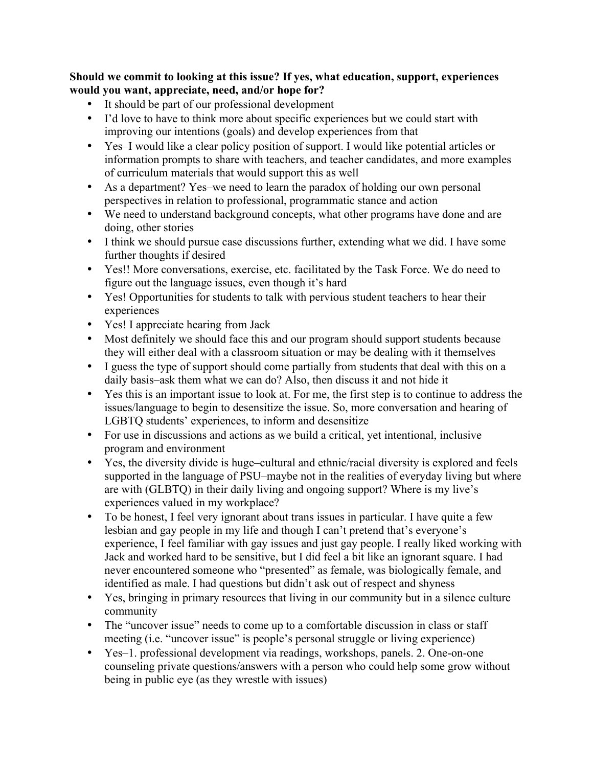**Should we commit to looking at this issue? If yes, what education, support, experiences would you want, appreciate, need, and/or hope for?**

- It should be part of our professional development
- I'd love to have to think more about specific experiences but we could start with improving our intentions (goals) and develop experiences from that
- Yes–I would like a clear policy position of support. I would like potential articles or information prompts to share with teachers, and teacher candidates, and more examples of curriculum materials that would support this as well
- As a department? Yes–we need to learn the paradox of holding our own personal perspectives in relation to professional, programmatic stance and action
- We need to understand background concepts, what other programs have done and are doing, other stories
- I think we should pursue case discussions further, extending what we did. I have some further thoughts if desired
- Yes!! More conversations, exercise, etc. facilitated by the Task Force. We do need to figure out the language issues, even though it's hard
- Yes! Opportunities for students to talk with pervious student teachers to hear their experiences
- Yes! I appreciate hearing from Jack
- Most definitely we should face this and our program should support students because they will either deal with a classroom situation or may be dealing with it themselves
- I guess the type of support should come partially from students that deal with this on a daily basis–ask them what we can do? Also, then discuss it and not hide it
- Yes this is an important issue to look at. For me, the first step is to continue to address the issues/language to begin to desensitize the issue. So, more conversation and hearing of LGBTQ students' experiences, to inform and desensitize
- For use in discussions and actions as we build a critical, yet intentional, inclusive program and environment
- Yes, the diversity divide is huge–cultural and ethnic/racial diversity is explored and feels supported in the language of PSU–maybe not in the realities of everyday living but where are with (GLBTQ) in their daily living and ongoing support? Where is my live's experiences valued in my workplace?
- To be honest, I feel very ignorant about trans issues in particular. I have quite a few lesbian and gay people in my life and though I can't pretend that's everyone's experience, I feel familiar with gay issues and just gay people. I really liked working with Jack and worked hard to be sensitive, but I did feel a bit like an ignorant square. I had never encountered someone who "presented" as female, was biologically female, and identified as male. I had questions but didn't ask out of respect and shyness
- Yes, bringing in primary resources that living in our community but in a silence culture community
- The "uncover issue" needs to come up to a comfortable discussion in class or staff meeting (i.e. "uncover issue" is people's personal struggle or living experience)
- Yes–1. professional development via readings, workshops, panels. 2. One-on-one counseling private questions/answers with a person who could help some grow without being in public eye (as they wrestle with issues)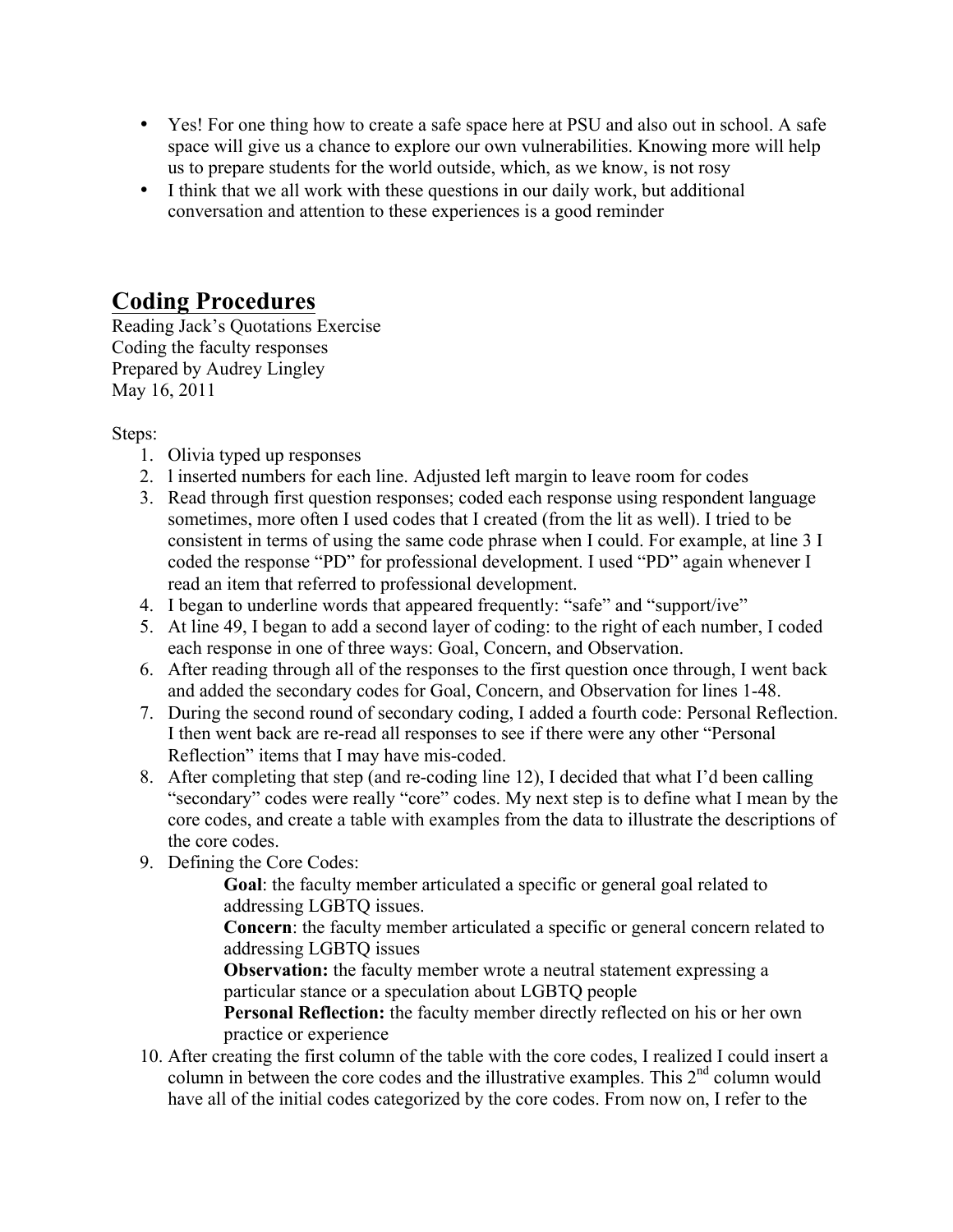- Yes! For one thing how to create a safe space here at PSU and also out in school. A safe space will give us a chance to explore our own vulnerabilities. Knowing more will help us to prepare students for the world outside, which, as we know, is not rosy
- I think that we all work with these questions in our daily work, but additional conversation and attention to these experiences is a good reminder

## Coding Procedures

Reading Jack's Quotations Exercise
Coding the faculty responses
Prepared by Audrey Lingley
May 16, 2011

Steps:

1. Olivia typed up responses
2. l inserted numbers for each line. Adjusted left margin to leave room for codes
3. Read through first question responses; coded each response using respondent language sometimes, more often I used codes that I created (from the lit as well). I tried to be consistent in terms of using the same code phrase when I could. For example, at line 3 I coded the response "PD" for professional development. I used "PD" again whenever I read an item that referred to professional development.
4. I began to underline words that appeared frequently: "safe" and "support/ive"
5. At line 49, I began to add a second layer of coding: to the right of each number, I coded each response in one of three ways: Goal, Concern, and Observation.
6. After reading through all of the responses to the first question once through, I went back and added the secondary codes for Goal, Concern, and Observation for lines 1-48.
7. During the second round of secondary coding, I added a fourth code: Personal Reflection. I then went back are re-read all responses to see if there were any other "Personal Reflection" items that I may have mis-coded.
8. After completing that step (and re-coding line 12), I decided that what I'd been calling "secondary" codes were really "core" codes. My next step is to define what I mean by the core codes, and create a table with examples from the data to illustrate the descriptions of the core codes.
9. Defining the Core Codes:

    **Goal**: the faculty member articulated a specific or general goal related to addressing LGBTQ issues.
    **Concern**: the faculty member articulated a specific or general concern related to addressing LGBTQ issues
    **Observation:** the faculty member wrote a neutral statement expressing a particular stance or a speculation about LGBTQ people
    **Personal Reflection:** the faculty member directly reflected on his or her own practice or experience

10. After creating the first column of the table with the core codes, I realized I could insert a column in between the core codes and the illustrative examples. This 2nd column would have all of the initial codes categorized by the core codes. From now on, I refer to the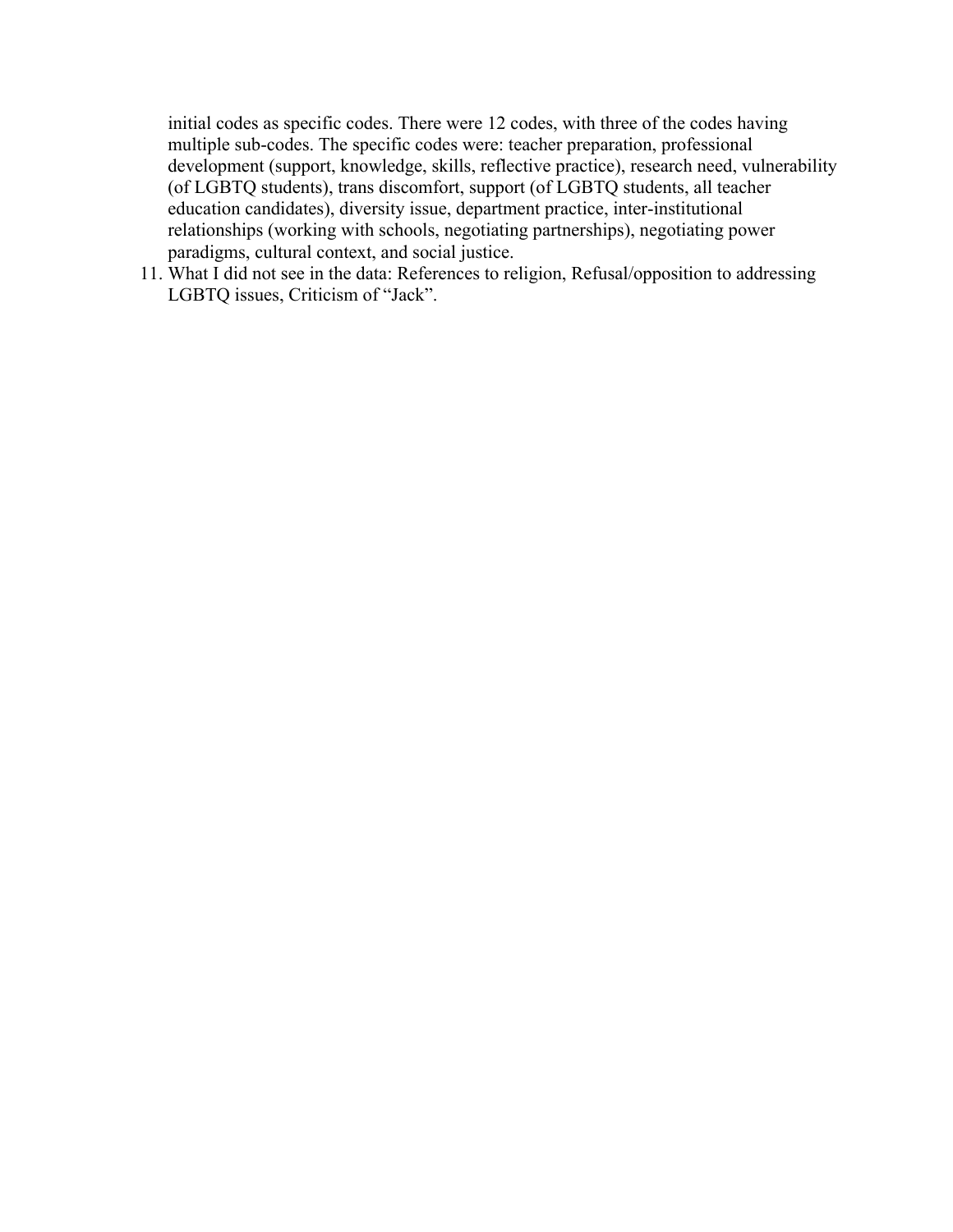initial codes as specific codes. There were 12 codes, with three of the codes having multiple sub-codes. The specific codes were: teacher preparation, professional development (support, knowledge, skills, reflective practice), research need, vulnerability (of LGBTQ students), trans discomfort, support (of LGBTQ students, all teacher education candidates), diversity issue, department practice, inter-institutional relationships (working with schools, negotiating partnerships), negotiating power paradigms, cultural context, and social justice.

11. What I did not see in the data: References to religion, Refusal/opposition to addressing LGBTQ issues, Criticism of "Jack".